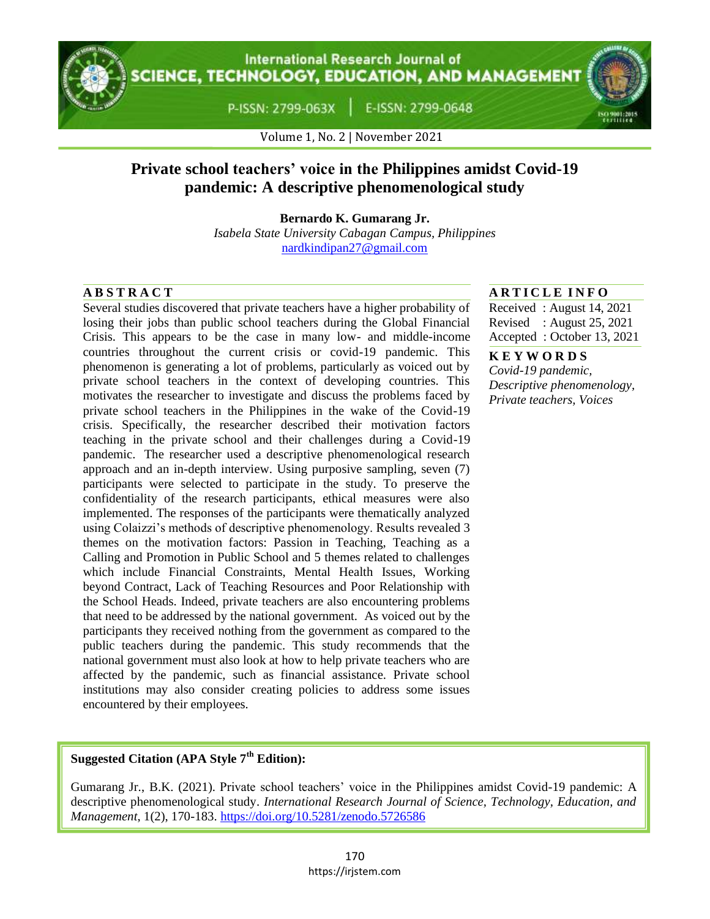# Private school teachers' voice in the Philippines amidst Covid-19 pandemic: A descriptive phenomenological study

**Bernardo K. Gumarang Jr.**

*Isabela State University Cabagan Campus, Philippines*

nardkindipan27@gmail.com

## ABSTRACT

Several studies discovered that private teachers have a higher probability of losing their jobs than public school teachers during the Global Financial Crisis. This appears to be the case in many low- and middle-income countries throughout the current crisis or covid-19 pandemic. This phenomenon is generating a lot of problems, particularly as voiced out by private school teachers in the context of developing countries. This motivates the researcher to investigate and discuss the problems faced by private school teachers in the Philippines in the wake of the Covid-19 crisis. Specifically, the researcher described their motivation factors teaching in the private school and their challenges during a Covid-19 pandemic. The researcher used a descriptive phenomenological research approach and an in-depth interview. Using purposive sampling, seven (7) participants were selected to participate in the study. To preserve the confidentiality of the research participants, ethical measures were also implemented. The responses of the participants were thematically analyzed using Colaizzi's methods of descriptive phenomenology. Results revealed 3 themes on the motivation factors: Passion in Teaching, Teaching as a Calling and Promotion in Public School and 5 themes related to challenges which include Financial Constraints, Mental Health Issues, Working beyond Contract, Lack of Teaching Resources and Poor Relationship with the School Heads. Indeed, private teachers are also encountering problems that need to be addressed by the national government. As voiced out by the participants they received nothing from the government as compared to the public teachers during the pandemic. This study recommends that the national government must also look at how to help private teachers who are affected by the pandemic, such as financial assistance. Private school institutions may also consider creating policies to address some issues encountered by their employees.

## ARTICLE INFO

Received : August 14, 2021
Revised : August 25, 2021
Accepted : October 13, 2021

## KEYWORDS

*Covid-19 pandemic, Descriptive phenomenology, Private teachers, Voices*

**Suggested Citation (APA Style 7th Edition):**

Gumarang Jr., B.K. (2021). Private school teachers' voice in the Philippines amidst Covid-19 pandemic: A descriptive phenomenological study. *International Research Journal of Science, Technology, Education, and Management*, 1(2), 170-183. https://doi.org/10.5281/zenodo.5726586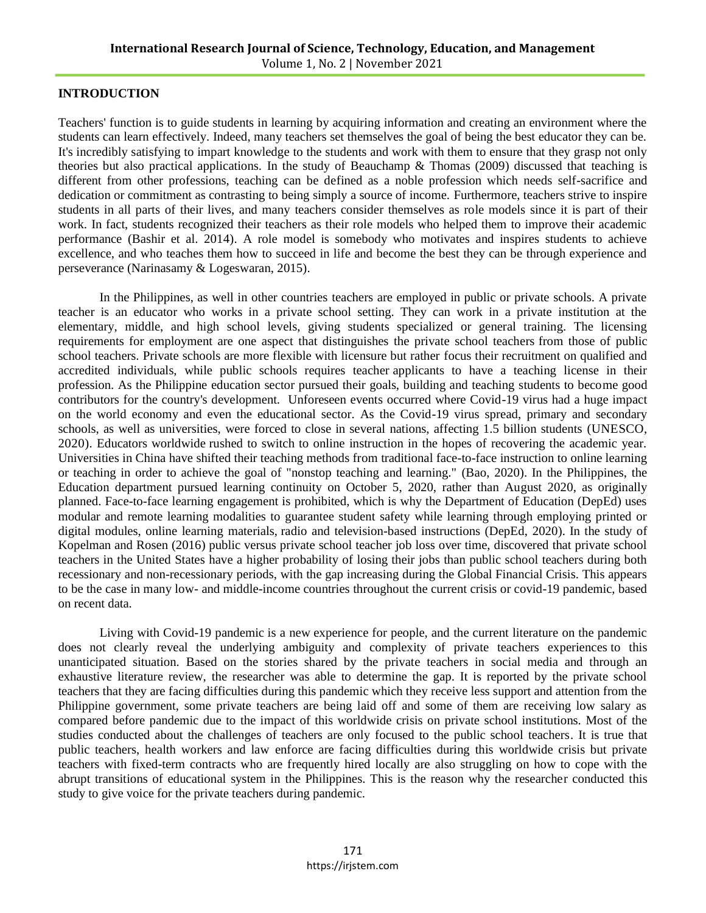## INTRODUCTION

Teachers' function is to guide students in learning by acquiring information and creating an environment where the students can learn effectively. Indeed, many teachers set themselves the goal of being the best educator they can be. It's incredibly satisfying to impart knowledge to the students and work with them to ensure that they grasp not only theories but also practical applications. In the study of Beauchamp & Thomas (2009) discussed that teaching is different from other professions, teaching can be defined as a noble profession which needs self-sacrifice and dedication or commitment as contrasting to being simply a source of income. Furthermore, teachers strive to inspire students in all parts of their lives, and many teachers consider themselves as role models since it is part of their work. In fact, students recognized their teachers as their role models who helped them to improve their academic performance (Bashir et al. 2014). A role model is somebody who motivates and inspires students to achieve excellence, and who teaches them how to succeed in life and become the best they can be through experience and perseverance (Narinasamy & Logeswaran, 2015).

In the Philippines, as well in other countries teachers are employed in public or private schools. A private teacher is an educator who works in a private school setting. They can work in a private institution at the elementary, middle, and high school levels, giving students specialized or general training. The licensing requirements for employment are one aspect that distinguishes the private school teachers from those of public school teachers. Private schools are more flexible with licensure but rather focus their recruitment on qualified and accredited individuals, while public schools requires teacher applicants to have a teaching license in their profession. As the Philippine education sector pursued their goals, building and teaching students to become good contributors for the country's development. Unforeseen events occurred where Covid-19 virus had a huge impact on the world economy and even the educational sector. As the Covid-19 virus spread, primary and secondary schools, as well as universities, were forced to close in several nations, affecting 1.5 billion students (UNESCO, 2020). Educators worldwide rushed to switch to online instruction in the hopes of recovering the academic year. Universities in China have shifted their teaching methods from traditional face-to-face instruction to online learning or teaching in order to achieve the goal of "nonstop teaching and learning." (Bao, 2020). In the Philippines, the Education department pursued learning continuity on October 5, 2020, rather than August 2020, as originally planned. Face-to-face learning engagement is prohibited, which is why the Department of Education (DepEd) uses modular and remote learning modalities to guarantee student safety while learning through employing printed or digital modules, online learning materials, radio and television-based instructions (DepEd, 2020). In the study of Kopelman and Rosen (2016) public versus private school teacher job loss over time, discovered that private school teachers in the United States have a higher probability of losing their jobs than public school teachers during both recessionary and non-recessionary periods, with the gap increasing during the Global Financial Crisis. This appears to be the case in many low- and middle-income countries throughout the current crisis or covid-19 pandemic, based on recent data.

Living with Covid-19 pandemic is a new experience for people, and the current literature on the pandemic does not clearly reveal the underlying ambiguity and complexity of private teachers experiences to this unanticipated situation. Based on the stories shared by the private teachers in social media and through an exhaustive literature review, the researcher was able to determine the gap. It is reported by the private school teachers that they are facing difficulties during this pandemic which they receive less support and attention from the Philippine government, some private teachers are being laid off and some of them are receiving low salary as compared before pandemic due to the impact of this worldwide crisis on private school institutions. Most of the studies conducted about the challenges of teachers are only focused to the public school teachers. It is true that public teachers, health workers and law enforce are facing difficulties during this worldwide crisis but private teachers with fixed-term contracts who are frequently hired locally are also struggling on how to cope with the abrupt transitions of educational system in the Philippines. This is the reason why the researcher conducted this study to give voice for the private teachers during pandemic.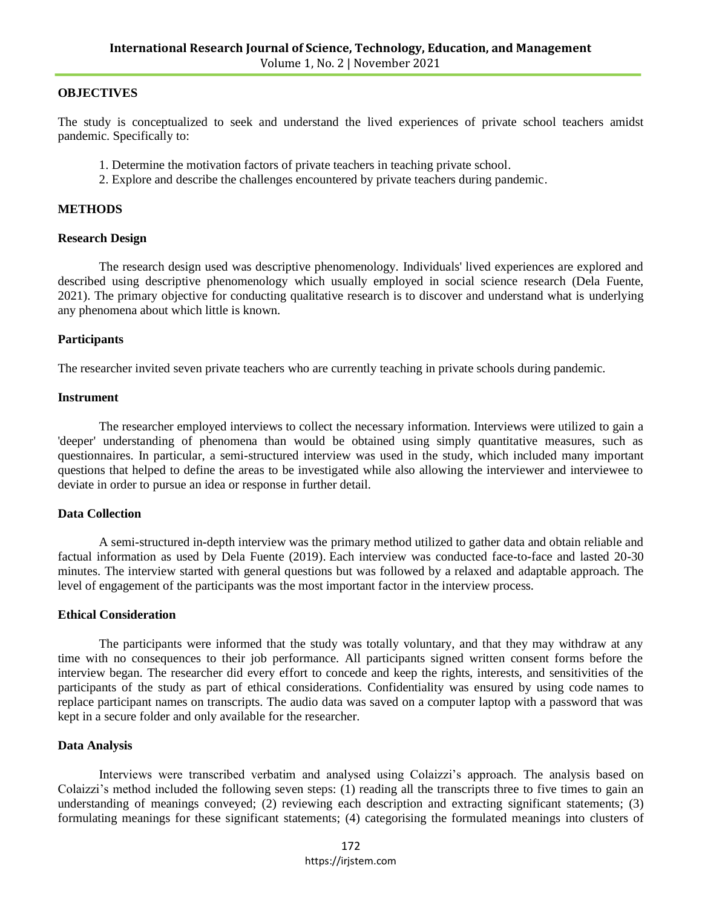## OBJECTIVES

The study is conceptualized to seek and understand the lived experiences of private school teachers amidst pandemic. Specifically to:

1. Determine the motivation factors of private teachers in teaching private school.
2. Explore and describe the challenges encountered by private teachers during pandemic.

## METHODS

### Research Design

The research design used was descriptive phenomenology. Individuals' lived experiences are explored and described using descriptive phenomenology which usually employed in social science research (Dela Fuente, 2021). The primary objective for conducting qualitative research is to discover and understand what is underlying any phenomena about which little is known.

### Participants

The researcher invited seven private teachers who are currently teaching in private schools during pandemic.

### Instrument

The researcher employed interviews to collect the necessary information. Interviews were utilized to gain a 'deeper' understanding of phenomena than would be obtained using simply quantitative measures, such as questionnaires. In particular, a semi-structured interview was used in the study, which included many important questions that helped to define the areas to be investigated while also allowing the interviewer and interviewee to deviate in order to pursue an idea or response in further detail.

### Data Collection

A semi-structured in-depth interview was the primary method utilized to gather data and obtain reliable and factual information as used by Dela Fuente (2019). Each interview was conducted face-to-face and lasted 20-30 minutes. The interview started with general questions but was followed by a relaxed and adaptable approach. The level of engagement of the participants was the most important factor in the interview process.

### Ethical Consideration

The participants were informed that the study was totally voluntary, and that they may withdraw at any time with no consequences to their job performance. All participants signed written consent forms before the interview began. The researcher did every effort to concede and keep the rights, interests, and sensitivities of the participants of the study as part of ethical considerations. Confidentiality was ensured by using code names to replace participant names on transcripts. The audio data was saved on a computer laptop with a password that was kept in a secure folder and only available for the researcher.

### Data Analysis

Interviews were transcribed verbatim and analysed using Colaizzi's approach. The analysis based on Colaizzi's method included the following seven steps: (1) reading all the transcripts three to five times to gain an understanding of meanings conveyed; (2) reviewing each description and extracting significant statements; (3) formulating meanings for these significant statements; (4) categorising the formulated meanings into clusters of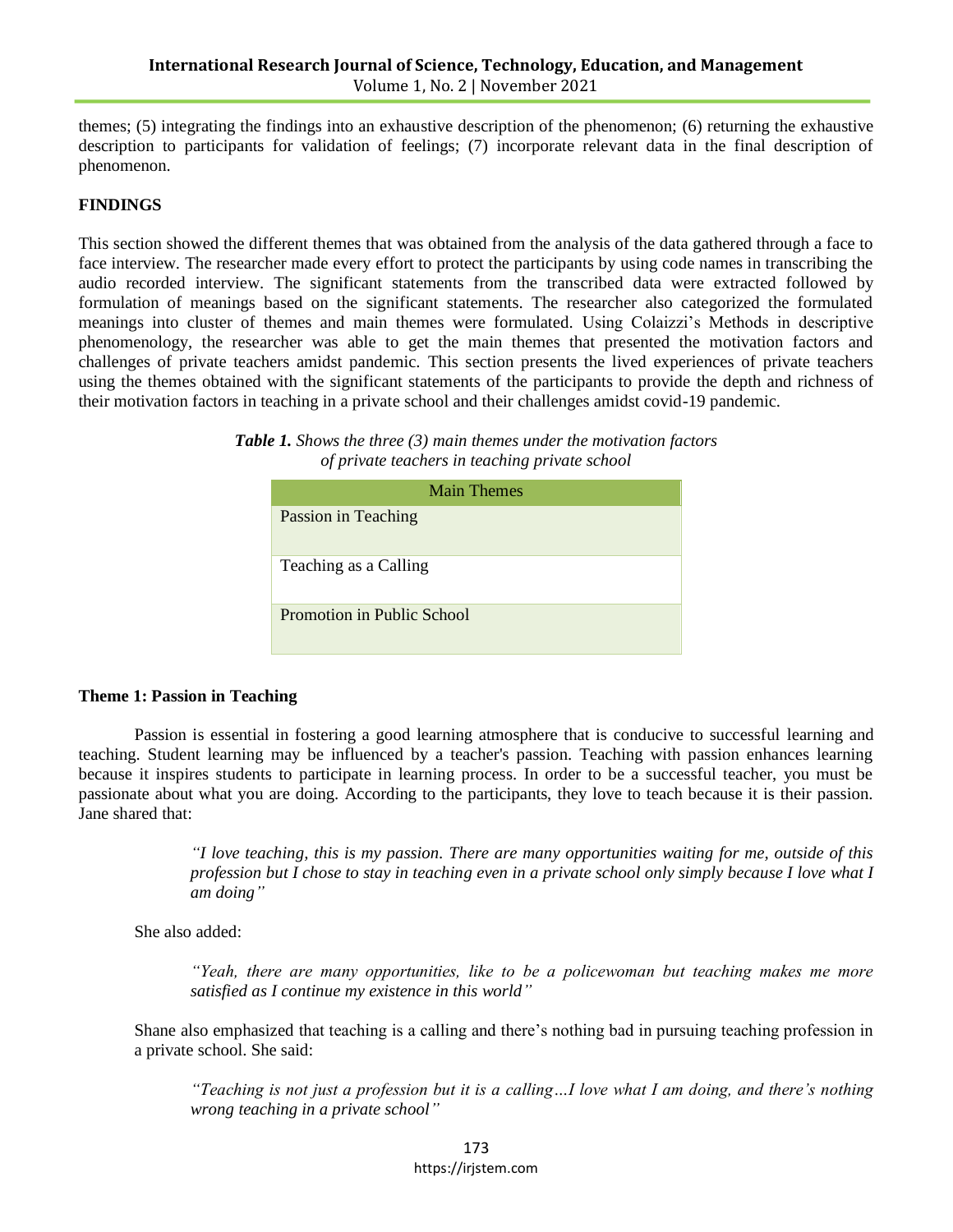themes; (5) integrating the findings into an exhaustive description of the phenomenon; (6) returning the exhaustive description to participants for validation of feelings; (7) incorporate relevant data in the final description of phenomenon.

## FINDINGS

This section showed the different themes that was obtained from the analysis of the data gathered through a face to face interview. The researcher made every effort to protect the participants by using code names in transcribing the audio recorded interview. The significant statements from the transcribed data were extracted followed by formulation of meanings based on the significant statements. The researcher also categorized the formulated meanings into cluster of themes and main themes were formulated. Using Colaizzi's Methods in descriptive phenomenology, the researcher was able to get the main themes that presented the motivation factors and challenges of private teachers amidst pandemic. This section presents the lived experiences of private teachers using the themes obtained with the significant statements of the participants to provide the depth and richness of their motivation factors in teaching in a private school and their challenges amidst covid-19 pandemic.

***Table 1.*** *Shows the three (3) main themes under the motivation factors of private teachers in teaching private school*

| Main Themes |
| --- |
| Passion in Teaching |
| Teaching as a Calling |
| Promotion in Public School |

### Theme 1: Passion in Teaching

Passion is essential in fostering a good learning atmosphere that is conducive to successful learning and teaching. Student learning may be influenced by a teacher's passion. Teaching with passion enhances learning because it inspires students to participate in learning process. In order to be a successful teacher, you must be passionate about what you are doing. According to the participants, they love to teach because it is their passion. Jane shared that:

> *"I love teaching, this is my passion. There are many opportunities waiting for me, outside of this profession but I chose to stay in teaching even in a private school only simply because I love what I am doing"*

She also added:

> *"Yeah, there are many opportunities, like to be a policewoman but teaching makes me more satisfied as I continue my existence in this world"*

Shane also emphasized that teaching is a calling and there's nothing bad in pursuing teaching profession in a private school. She said:

> *"Teaching is not just a profession but it is a calling…I love what I am doing, and there's nothing wrong teaching in a private school"*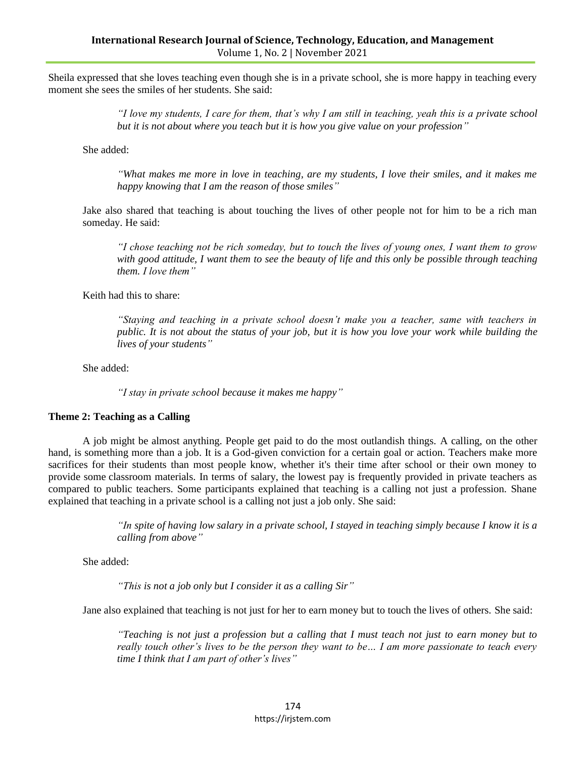Sheila expressed that she loves teaching even though she is in a private school, she is more happy in teaching every moment she sees the smiles of her students. She said:

> *"I love my students, I care for them, that's why I am still in teaching, yeah this is a private school but it is not about where you teach but it is how you give value on your profession"*

She added:

> *"What makes me more in love in teaching, are my students, I love their smiles, and it makes me happy knowing that I am the reason of those smiles"*

Jake also shared that teaching is about touching the lives of other people not for him to be a rich man someday. He said:

> *"I chose teaching not be rich someday, but to touch the lives of young ones, I want them to grow with good attitude, I want them to see the beauty of life and this only be possible through teaching them. I love them"*

Keith had this to share:

> *"Staying and teaching in a private school doesn't make you a teacher, same with teachers in public. It is not about the status of your job, but it is how you love your work while building the lives of your students"*

She added:

> *"I stay in private school because it makes me happy"*

**Theme 2: Teaching as a Calling**

A job might be almost anything. People get paid to do the most outlandish things. A calling, on the other hand, is something more than a job. It is a God-given conviction for a certain goal or action. Teachers make more sacrifices for their students than most people know, whether it's their time after school or their own money to provide some classroom materials. In terms of salary, the lowest pay is frequently provided in private teachers as compared to public teachers. Some participants explained that teaching is a calling not just a profession. Shane explained that teaching in a private school is a calling not just a job only. She said:

> *"In spite of having low salary in a private school, I stayed in teaching simply because I know it is a calling from above"*

She added:

> *"This is not a job only but I consider it as a calling Sir"*

Jane also explained that teaching is not just for her to earn money but to touch the lives of others. She said:

> *"Teaching is not just a profession but a calling that I must teach not just to earn money but to really touch other's lives to be the person they want to be… I am more passionate to teach every time I think that I am part of other's lives"*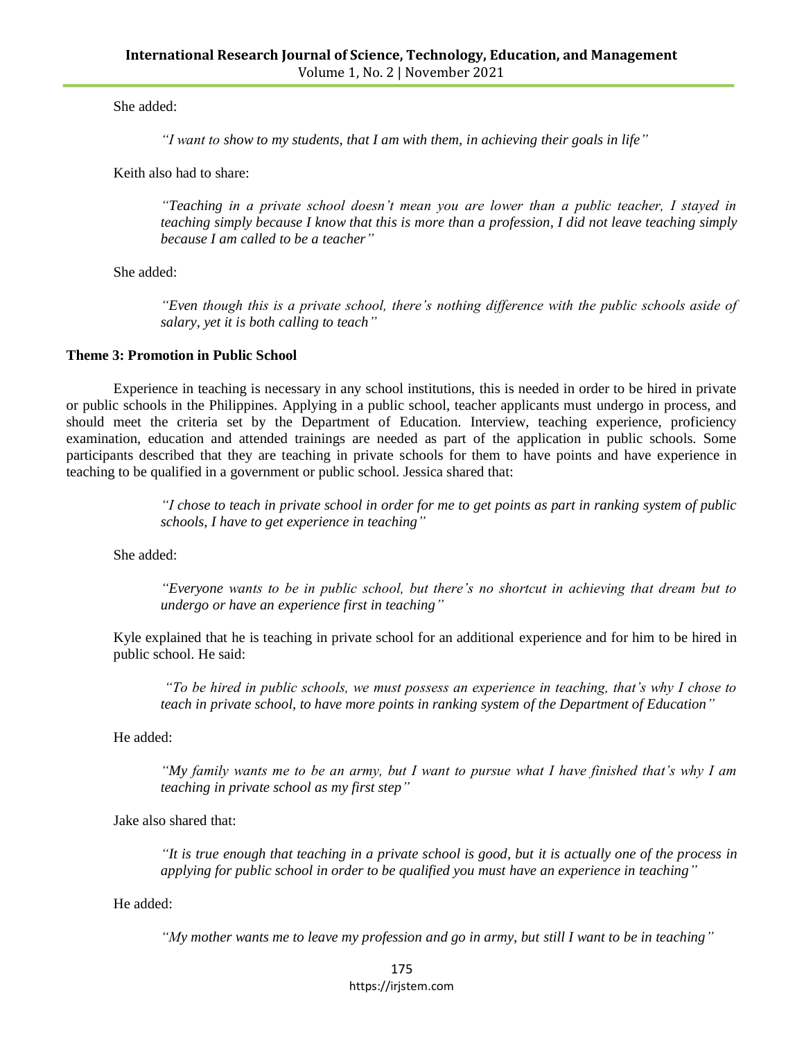She added:

> *"I want to show to my students, that I am with them, in achieving their goals in life"*

Keith also had to share:

> *"Teaching in a private school doesn't mean you are lower than a public teacher, I stayed in teaching simply because I know that this is more than a profession, I did not leave teaching simply because I am called to be a teacher"*

She added:

> *"Even though this is a private school, there's nothing difference with the public schools aside of salary, yet it is both calling to teach"*

**Theme 3: Promotion in Public School**

Experience in teaching is necessary in any school institutions, this is needed in order to be hired in private or public schools in the Philippines. Applying in a public school, teacher applicants must undergo in process, and should meet the criteria set by the Department of Education. Interview, teaching experience, proficiency examination, education and attended trainings are needed as part of the application in public schools. Some participants described that they are teaching in private schools for them to have points and have experience in teaching to be qualified in a government or public school. Jessica shared that:

> *"I chose to teach in private school in order for me to get points as part in ranking system of public schools, I have to get experience in teaching"*

She added:

> *"Everyone wants to be in public school, but there's no shortcut in achieving that dream but to undergo or have an experience first in teaching"*

Kyle explained that he is teaching in private school for an additional experience and for him to be hired in public school. He said:

> *"To be hired in public schools, we must possess an experience in teaching, that's why I chose to teach in private school, to have more points in ranking system of the Department of Education"*

He added:

> *"My family wants me to be an army, but I want to pursue what I have finished that's why I am teaching in private school as my first step"*

Jake also shared that:

> *"It is true enough that teaching in a private school is good, but it is actually one of the process in applying for public school in order to be qualified you must have an experience in teaching"*

He added:

> *"My mother wants me to leave my profession and go in army, but still I want to be in teaching"*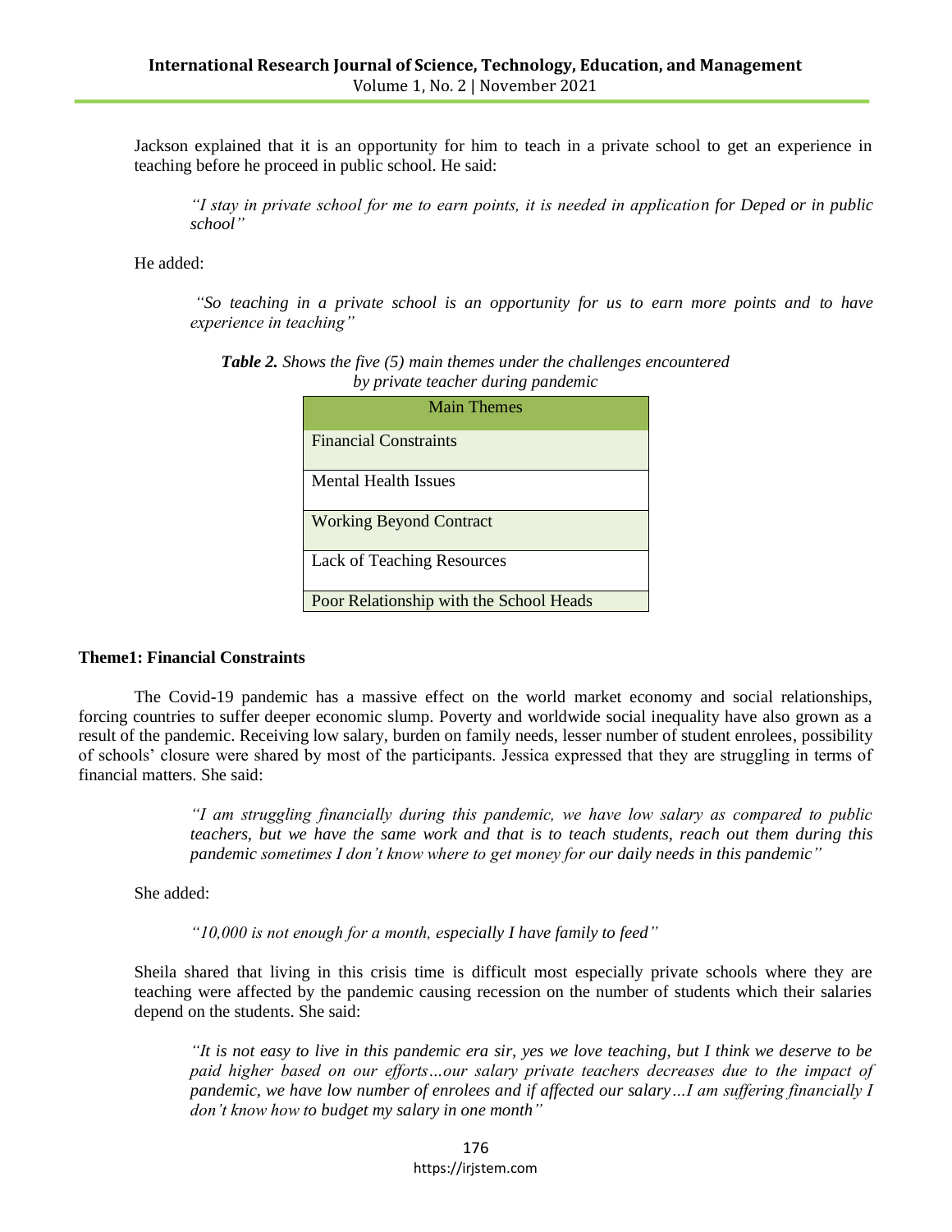Jackson explained that it is an opportunity for him to teach in a private school to get an experience in teaching before he proceed in public school. He said:

> *"I stay in private school for me to earn points, it is needed in application for Deped or in public school"*

He added:

> *"So teaching in a private school is an opportunity for us to earn more points and to have experience in teaching"*

***Table 2.*** *Shows the five (5) main themes under the challenges encountered by private teacher during pandemic*

| Main Themes |
|---|
| Financial Constraints |
| Mental Health Issues |
| Working Beyond Contract |
| Lack of Teaching Resources |
| Poor Relationship with the School Heads |

**Theme1: Financial Constraints**

The Covid-19 pandemic has a massive effect on the world market economy and social relationships, forcing countries to suffer deeper economic slump. Poverty and worldwide social inequality have also grown as a result of the pandemic. Receiving low salary, burden on family needs, lesser number of student enrolees, possibility of schools' closure were shared by most of the participants. Jessica expressed that they are struggling in terms of financial matters. She said:

> *"I am struggling financially during this pandemic, we have low salary as compared to public teachers, but we have the same work and that is to teach students, reach out them during this pandemic sometimes I don't know where to get money for our daily needs in this pandemic"*

She added:

> *"10,000 is not enough for a month, especially I have family to feed"*

Sheila shared that living in this crisis time is difficult most especially private schools where they are teaching were affected by the pandemic causing recession on the number of students which their salaries depend on the students. She said:

> *"It is not easy to live in this pandemic era sir, yes we love teaching, but I think we deserve to be paid higher based on our efforts…our salary private teachers decreases due to the impact of pandemic, we have low number of enrolees and if affected our salary…I am suffering financially I don't know how to budget my salary in one month"*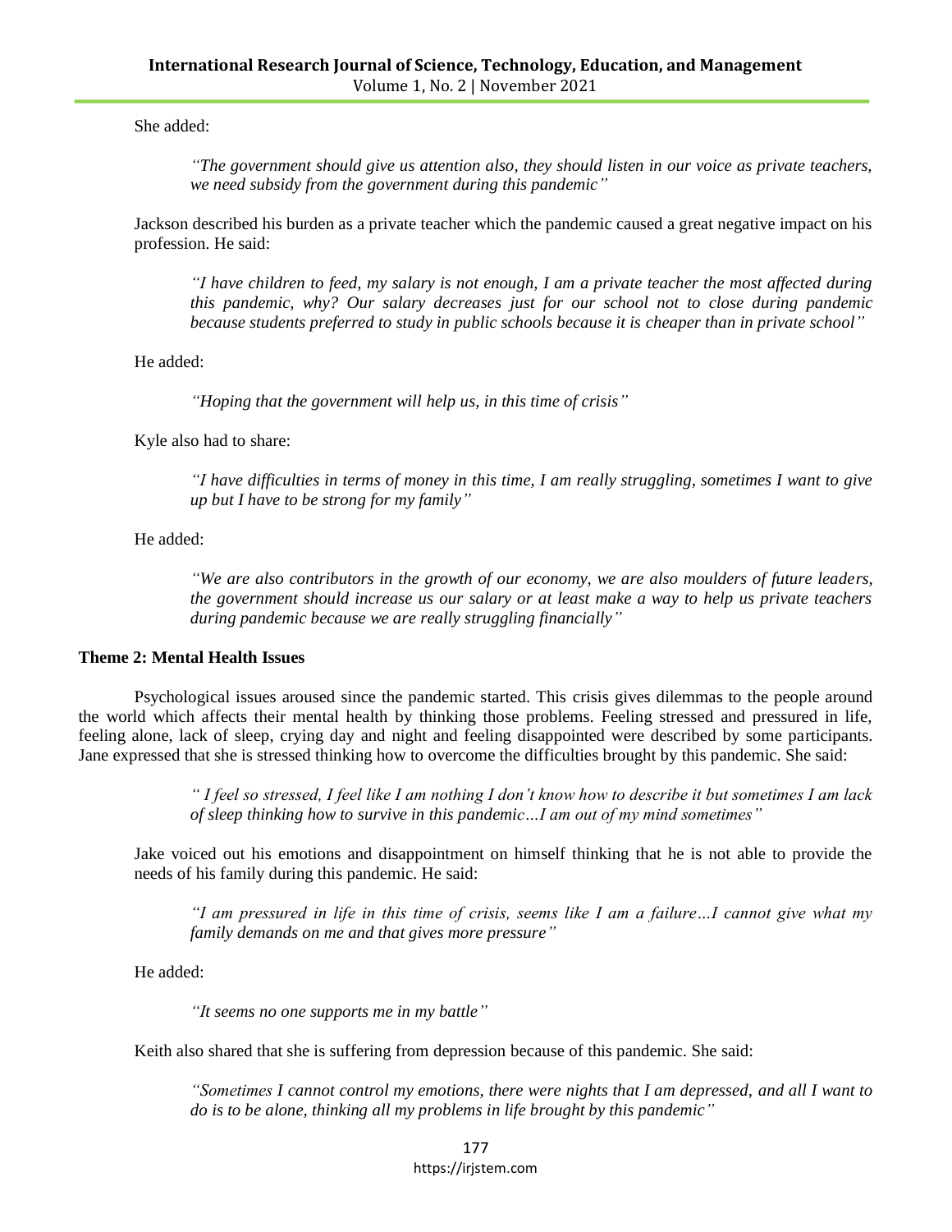She added:

> *"The government should give us attention also, they should listen in our voice as private teachers, we need subsidy from the government during this pandemic"*

Jackson described his burden as a private teacher which the pandemic caused a great negative impact on his profession. He said:

> *"I have children to feed, my salary is not enough, I am a private teacher the most affected during this pandemic, why? Our salary decreases just for our school not to close during pandemic because students preferred to study in public schools because it is cheaper than in private school"*

He added:

> *"Hoping that the government will help us, in this time of crisis"*

Kyle also had to share:

> *"I have difficulties in terms of money in this time, I am really struggling, sometimes I want to give up but I have to be strong for my family"*

He added:

> *"We are also contributors in the growth of our economy, we are also moulders of future leaders, the government should increase us our salary or at least make a way to help us private teachers during pandemic because we are really struggling financially"*

**Theme 2: Mental Health Issues**

Psychological issues aroused since the pandemic started. This crisis gives dilemmas to the people around the world which affects their mental health by thinking those problems. Feeling stressed and pressured in life, feeling alone, lack of sleep, crying day and night and feeling disappointed were described by some participants. Jane expressed that she is stressed thinking how to overcome the difficulties brought by this pandemic. She said:

> *" I feel so stressed, I feel like I am nothing I don't know how to describe it but sometimes I am lack of sleep thinking how to survive in this pandemic…I am out of my mind sometimes"*

Jake voiced out his emotions and disappointment on himself thinking that he is not able to provide the needs of his family during this pandemic. He said:

> *"I am pressured in life in this time of crisis, seems like I am a failure…I cannot give what my family demands on me and that gives more pressure"*

He added:

> *"It seems no one supports me in my battle"*

Keith also shared that she is suffering from depression because of this pandemic. She said:

> *"Sometimes I cannot control my emotions, there were nights that I am depressed, and all I want to do is to be alone, thinking all my problems in life brought by this pandemic"*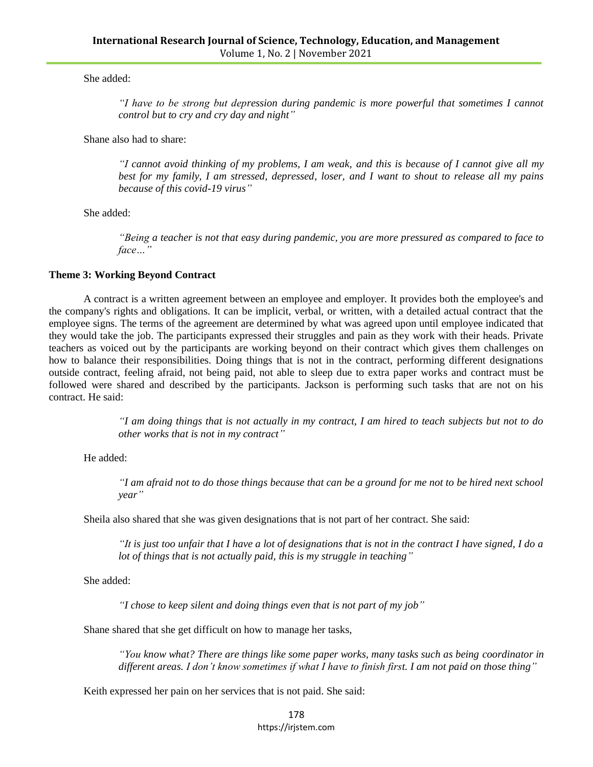She added:

> *"I have to be strong but depression during pandemic is more powerful that sometimes I cannot control but to cry and cry day and night"*

Shane also had to share:

> *"I cannot avoid thinking of my problems, I am weak, and this is because of I cannot give all my best for my family, I am stressed, depressed, loser, and I want to shout to release all my pains because of this covid-19 virus"*

She added:

> *"Being a teacher is not that easy during pandemic, you are more pressured as compared to face to face…"*

**Theme 3: Working Beyond Contract**

A contract is a written agreement between an employee and employer. It provides both the employee's and the company's rights and obligations. It can be implicit, verbal, or written, with a detailed actual contract that the employee signs. The terms of the agreement are determined by what was agreed upon until employee indicated that they would take the job. The participants expressed their struggles and pain as they work with their heads. Private teachers as voiced out by the participants are working beyond on their contract which gives them challenges on how to balance their responsibilities. Doing things that is not in the contract, performing different designations outside contract, feeling afraid, not being paid, not able to sleep due to extra paper works and contract must be followed were shared and described by the participants. Jackson is performing such tasks that are not on his contract. He said:

> *"I am doing things that is not actually in my contract, I am hired to teach subjects but not to do other works that is not in my contract"*

He added:

> *"I am afraid not to do those things because that can be a ground for me not to be hired next school year"*

Sheila also shared that she was given designations that is not part of her contract. She said:

> *"It is just too unfair that I have a lot of designations that is not in the contract I have signed, I do a lot of things that is not actually paid, this is my struggle in teaching"*

She added:

> *"I chose to keep silent and doing things even that is not part of my job"*

Shane shared that she get difficult on how to manage her tasks,

> *"You know what? There are things like some paper works, many tasks such as being coordinator in different areas. I don't know sometimes if what I have to finish first. I am not paid on those thing"*

Keith expressed her pain on her services that is not paid. She said: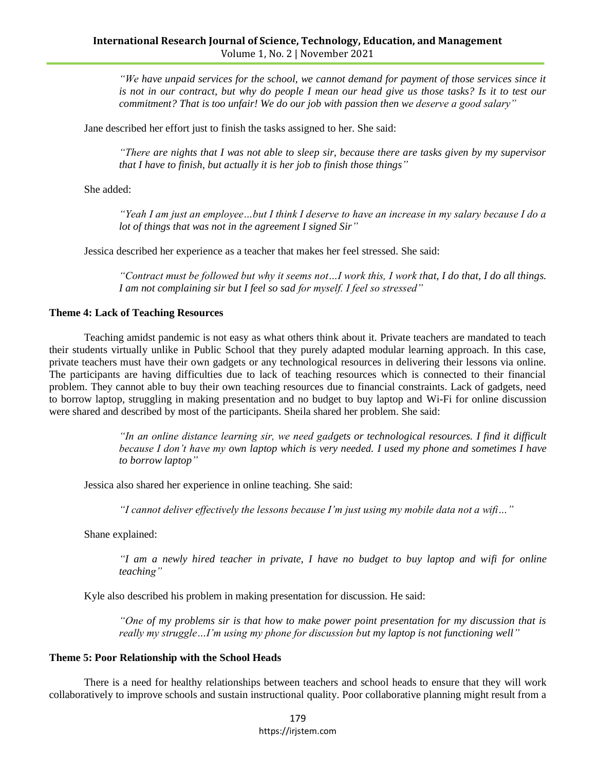*"We have unpaid services for the school, we cannot demand for payment of those services since it is not in our contract, but why do people I mean our head give us those tasks? Is it to test our commitment? That is too unfair! We do our job with passion then we deserve a good salary"*

Jane described her effort just to finish the tasks assigned to her. She said:

*"There are nights that I was not able to sleep sir, because there are tasks given by my supervisor that I have to finish, but actually it is her job to finish those things"*

She added:

*"Yeah I am just an employee…but I think I deserve to have an increase in my salary because I do a lot of things that was not in the agreement I signed Sir"*

Jessica described her experience as a teacher that makes her feel stressed. She said:

*"Contract must be followed but why it seems not…I work this, I work that, I do that, I do all things. I am not complaining sir but I feel so sad for myself. I feel so stressed"*

**Theme 4: Lack of Teaching Resources**

Teaching amidst pandemic is not easy as what others think about it. Private teachers are mandated to teach their students virtually unlike in Public School that they purely adapted modular learning approach. In this case, private teachers must have their own gadgets or any technological resources in delivering their lessons via online. The participants are having difficulties due to lack of teaching resources which is connected to their financial problem. They cannot able to buy their own teaching resources due to financial constraints. Lack of gadgets, need to borrow laptop, struggling in making presentation and no budget to buy laptop and Wi-Fi for online discussion were shared and described by most of the participants. Sheila shared her problem. She said:

*"In an online distance learning sir, we need gadgets or technological resources. I find it difficult because I don't have my own laptop which is very needed. I used my phone and sometimes I have to borrow laptop"*

Jessica also shared her experience in online teaching. She said:

*"I cannot deliver effectively the lessons because I'm just using my mobile data not a wifi…"*

Shane explained:

*"I am a newly hired teacher in private, I have no budget to buy laptop and wifi for online teaching"*

Kyle also described his problem in making presentation for discussion. He said:

*"One of my problems sir is that how to make power point presentation for my discussion that is really my struggle…I'm using my phone for discussion but my laptop is not functioning well"*

**Theme 5: Poor Relationship with the School Heads**

There is a need for healthy relationships between teachers and school heads to ensure that they will work collaboratively to improve schools and sustain instructional quality. Poor collaborative planning might result from a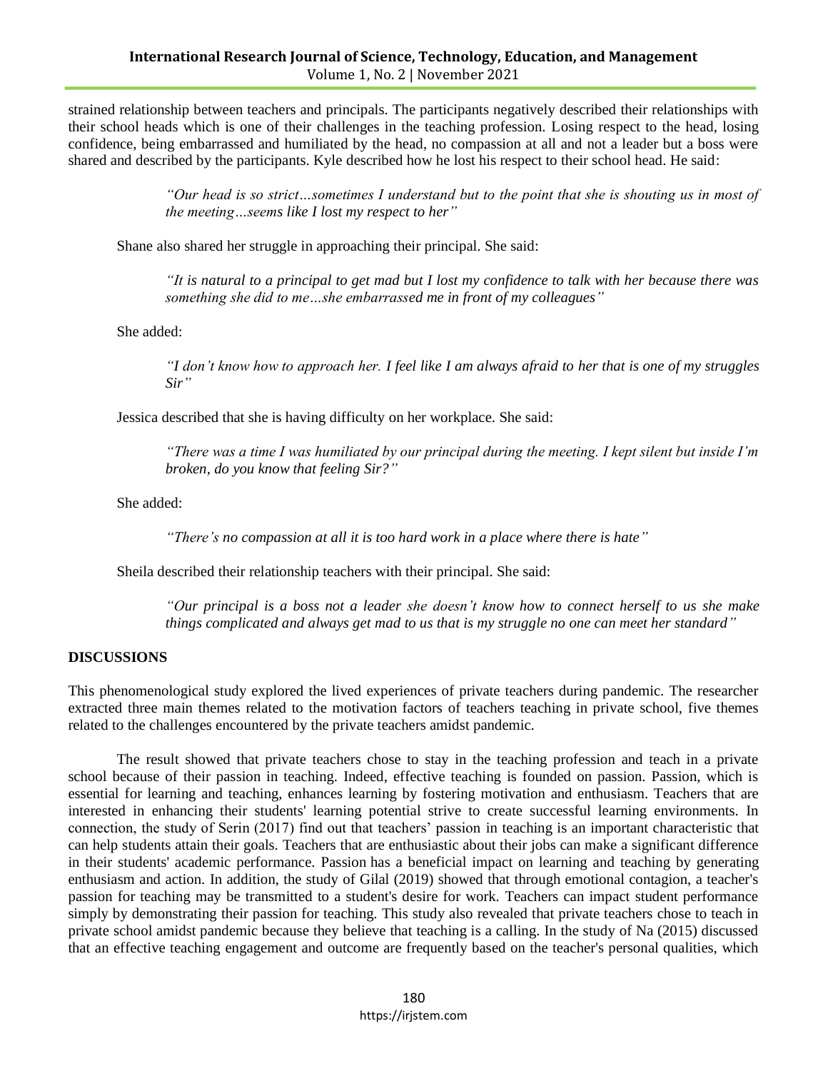strained relationship between teachers and principals. The participants negatively described their relationships with their school heads which is one of their challenges in the teaching profession. Losing respect to the head, losing confidence, being embarrassed and humiliated by the head, no compassion at all and not a leader but a boss were shared and described by the participants. Kyle described how he lost his respect to their school head. He said:

> *"Our head is so strict…sometimes I understand but to the point that she is shouting us in most of the meeting…seems like I lost my respect to her"*

Shane also shared her struggle in approaching their principal. She said:

> *"It is natural to a principal to get mad but I lost my confidence to talk with her because there was something she did to me…she embarrassed me in front of my colleagues"*

She added:

> *"I don't know how to approach her. I feel like I am always afraid to her that is one of my struggles Sir"*

Jessica described that she is having difficulty on her workplace. She said:

> *"There was a time I was humiliated by our principal during the meeting. I kept silent but inside I'm broken, do you know that feeling Sir?"*

She added:

> *"There's no compassion at all it is too hard work in a place where there is hate"*

Sheila described their relationship teachers with their principal. She said:

> *"Our principal is a boss not a leader she doesn't know how to connect herself to us she make things complicated and always get mad to us that is my struggle no one can meet her standard"*

## DISCUSSIONS

This phenomenological study explored the lived experiences of private teachers during pandemic. The researcher extracted three main themes related to the motivation factors of teachers teaching in private school, five themes related to the challenges encountered by the private teachers amidst pandemic.

The result showed that private teachers chose to stay in the teaching profession and teach in a private school because of their passion in teaching. Indeed, effective teaching is founded on passion. Passion, which is essential for learning and teaching, enhances learning by fostering motivation and enthusiasm. Teachers that are interested in enhancing their students' learning potential strive to create successful learning environments. In connection, the study of Serin (2017) find out that teachers' passion in teaching is an important characteristic that can help students attain their goals. Teachers that are enthusiastic about their jobs can make a significant difference in their students' academic performance. Passion has a beneficial impact on learning and teaching by generating enthusiasm and action. In addition, the study of Gilal (2019) showed that through emotional contagion, a teacher's passion for teaching may be transmitted to a student's desire for work. Teachers can impact student performance simply by demonstrating their passion for teaching. This study also revealed that private teachers chose to teach in private school amidst pandemic because they believe that teaching is a calling. In the study of Na (2015) discussed that an effective teaching engagement and outcome are frequently based on the teacher's personal qualities, which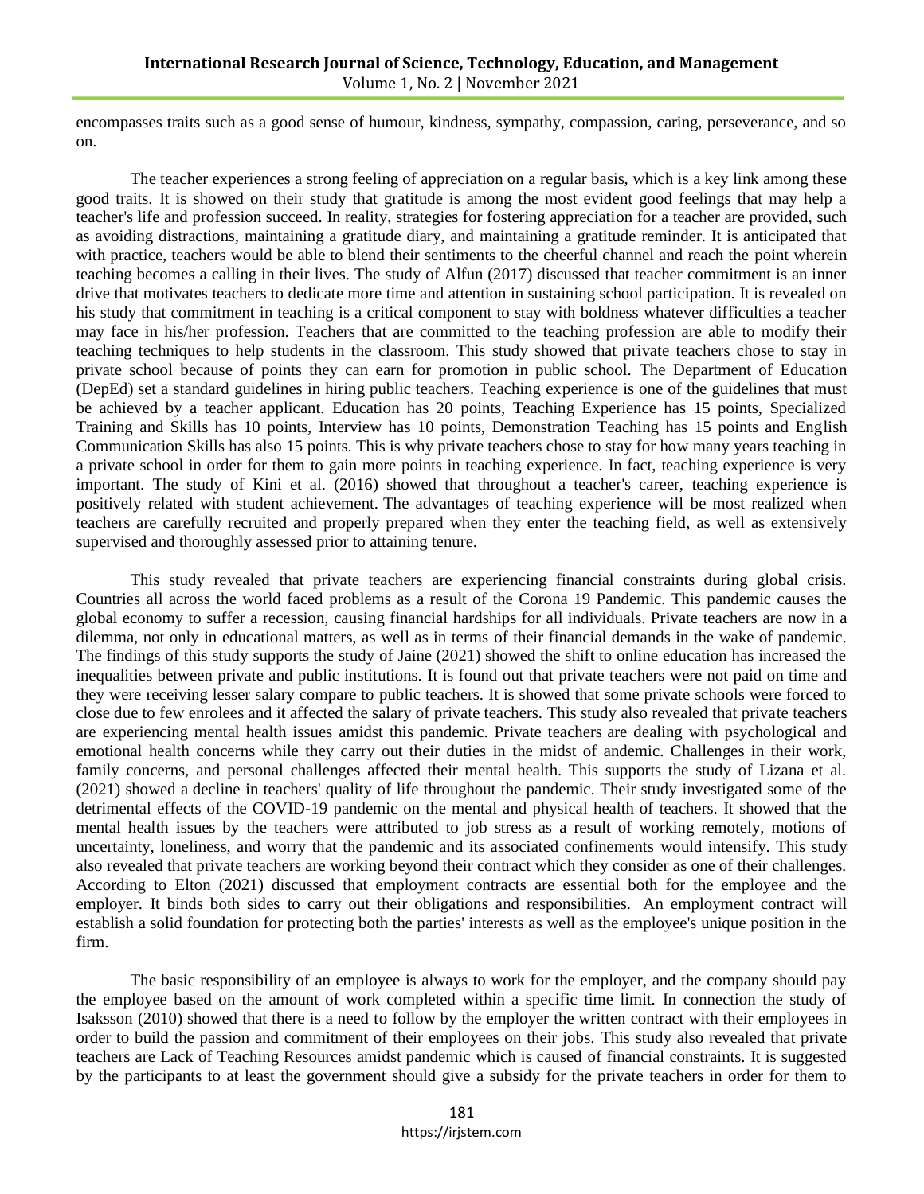encompasses traits such as a good sense of humour, kindness, sympathy, compassion, caring, perseverance, and so on.

The teacher experiences a strong feeling of appreciation on a regular basis, which is a key link among these good traits. It is showed on their study that gratitude is among the most evident good feelings that may help a teacher's life and profession succeed. In reality, strategies for fostering appreciation for a teacher are provided, such as avoiding distractions, maintaining a gratitude diary, and maintaining a gratitude reminder. It is anticipated that with practice, teachers would be able to blend their sentiments to the cheerful channel and reach the point wherein teaching becomes a calling in their lives. The study of Alfun (2017) discussed that teacher commitment is an inner drive that motivates teachers to dedicate more time and attention in sustaining school participation. It is revealed on his study that commitment in teaching is a critical component to stay with boldness whatever difficulties a teacher may face in his/her profession. Teachers that are committed to the teaching profession are able to modify their teaching techniques to help students in the classroom. This study showed that private teachers chose to stay in private school because of points they can earn for promotion in public school. The Department of Education (DepEd) set a standard guidelines in hiring public teachers. Teaching experience is one of the guidelines that must be achieved by a teacher applicant. Education has 20 points, Teaching Experience has 15 points, Specialized Training and Skills has 10 points, Interview has 10 points, Demonstration Teaching has 15 points and English Communication Skills has also 15 points. This is why private teachers chose to stay for how many years teaching in a private school in order for them to gain more points in teaching experience. In fact, teaching experience is very important. The study of Kini et al. (2016) showed that throughout a teacher's career, teaching experience is positively related with student achievement. The advantages of teaching experience will be most realized when teachers are carefully recruited and properly prepared when they enter the teaching field, as well as extensively supervised and thoroughly assessed prior to attaining tenure.

This study revealed that private teachers are experiencing financial constraints during global crisis. Countries all across the world faced problems as a result of the Corona 19 Pandemic. This pandemic causes the global economy to suffer a recession, causing financial hardships for all individuals. Private teachers are now in a dilemma, not only in educational matters, as well as in terms of their financial demands in the wake of pandemic. The findings of this study supports the study of Jaine (2021) showed the shift to online education has increased the inequalities between private and public institutions. It is found out that private teachers were not paid on time and they were receiving lesser salary compare to public teachers. It is showed that some private schools were forced to close due to few enrolees and it affected the salary of private teachers. This study also revealed that private teachers are experiencing mental health issues amidst this pandemic. Private teachers are dealing with psychological and emotional health concerns while they carry out their duties in the midst of andemic. Challenges in their work, family concerns, and personal challenges affected their mental health. This supports the study of Lizana et al. (2021) showed a decline in teachers' quality of life throughout the pandemic. Their study investigated some of the detrimental effects of the COVID-19 pandemic on the mental and physical health of teachers. It showed that the mental health issues by the teachers were attributed to job stress as a result of working remotely, motions of uncertainty, loneliness, and worry that the pandemic and its associated confinements would intensify. This study also revealed that private teachers are working beyond their contract which they consider as one of their challenges. According to Elton (2021) discussed that employment contracts are essential both for the employee and the employer. It binds both sides to carry out their obligations and responsibilities. An employment contract will establish a solid foundation for protecting both the parties' interests as well as the employee's unique position in the firm.

The basic responsibility of an employee is always to work for the employer, and the company should pay the employee based on the amount of work completed within a specific time limit. In connection the study of Isaksson (2010) showed that there is a need to follow by the employer the written contract with their employees in order to build the passion and commitment of their employees on their jobs. This study also revealed that private teachers are Lack of Teaching Resources amidst pandemic which is caused of financial constraints. It is suggested by the participants to at least the government should give a subsidy for the private teachers in order for them to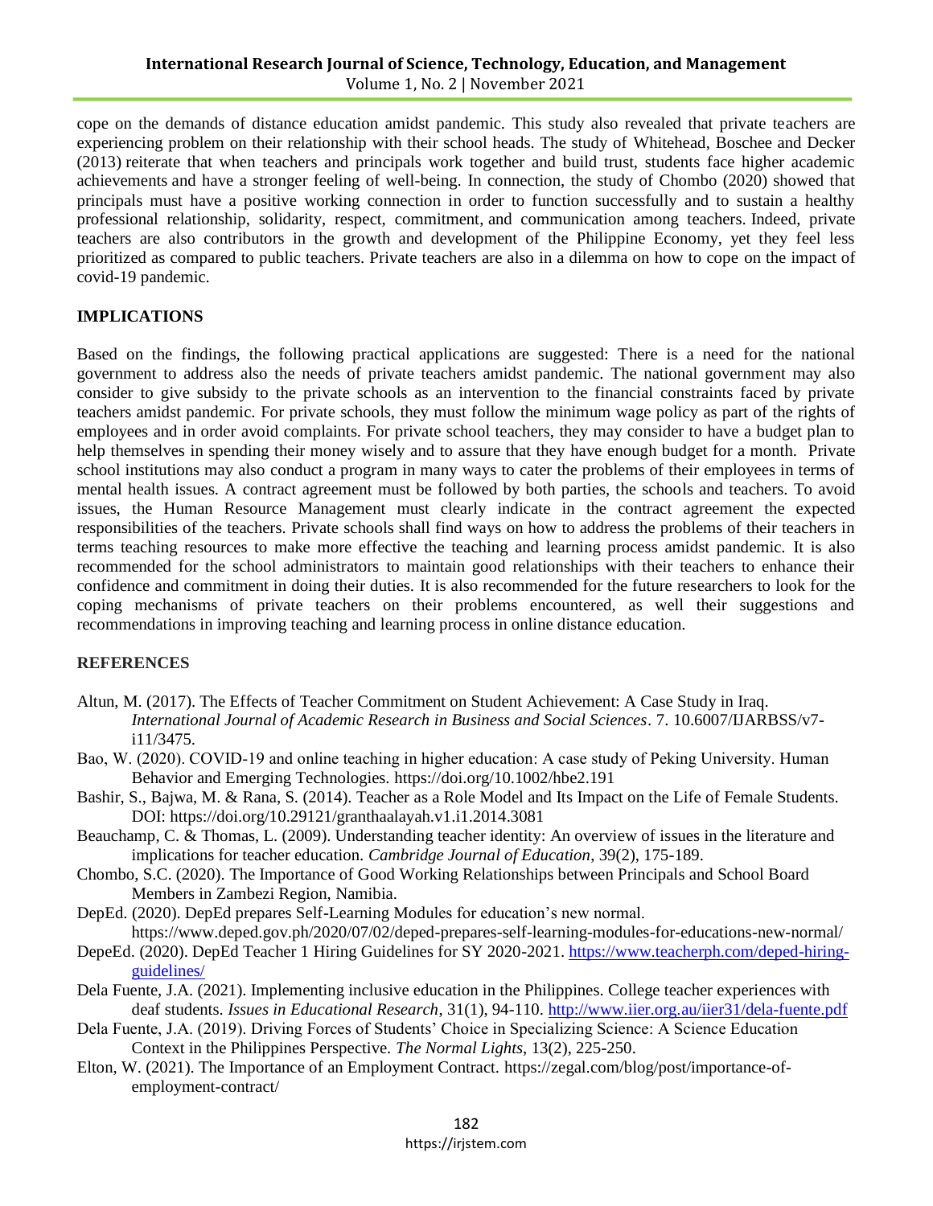cope on the demands of distance education amidst pandemic. This study also revealed that private teachers are experiencing problem on their relationship with their school heads. The study of Whitehead, Boschee and Decker (2013) reiterate that when teachers and principals work together and build trust, students face higher academic achievements and have a stronger feeling of well-being. In connection, the study of Chombo (2020) showed that principals must have a positive working connection in order to function successfully and to sustain a healthy professional relationship, solidarity, respect, commitment, and communication among teachers. Indeed, private teachers are also contributors in the growth and development of the Philippine Economy, yet they feel less prioritized as compared to public teachers. Private teachers are also in a dilemma on how to cope on the impact of covid-19 pandemic.

## IMPLICATIONS

Based on the findings, the following practical applications are suggested: There is a need for the national government to address also the needs of private teachers amidst pandemic. The national government may also consider to give subsidy to the private schools as an intervention to the financial constraints faced by private teachers amidst pandemic. For private schools, they must follow the minimum wage policy as part of the rights of employees and in order avoid complaints. For private school teachers, they may consider to have a budget plan to help themselves in spending their money wisely and to assure that they have enough budget for a month. Private school institutions may also conduct a program in many ways to cater the problems of their employees in terms of mental health issues. A contract agreement must be followed by both parties, the schools and teachers. To avoid issues, the Human Resource Management must clearly indicate in the contract agreement the expected responsibilities of the teachers. Private schools shall find ways on how to address the problems of their teachers in terms teaching resources to make more effective the teaching and learning process amidst pandemic. It is also recommended for the school administrators to maintain good relationships with their teachers to enhance their confidence and commitment in doing their duties. It is also recommended for the future researchers to look for the coping mechanisms of private teachers on their problems encountered, as well their suggestions and recommendations in improving teaching and learning process in online distance education.

## REFERENCES

Altun, M. (2017). The Effects of Teacher Commitment on Student Achievement: A Case Study in Iraq. *International Journal of Academic Research in Business and Social Sciences*. 7. 10.6007/IJARBSS/v7-i11/3475.

Bao, W. (2020). COVID-19 and online teaching in higher education: A case study of Peking University. Human Behavior and Emerging Technologies. https://doi.org/10.1002/hbe2.191

Bashir, S., Bajwa, M. & Rana, S. (2014). Teacher as a Role Model and Its Impact on the Life of Female Students. DOI: https://doi.org/10.29121/granthaalayah.v1.i1.2014.3081

Beauchamp, C. & Thomas, L. (2009). Understanding teacher identity: An overview of issues in the literature and implications for teacher education. *Cambridge Journal of Education*, 39(2), 175-189.

Chombo, S.C. (2020). The Importance of Good Working Relationships between Principals and School Board Members in Zambezi Region, Namibia.

DepEd. (2020). DepEd prepares Self-Learning Modules for education's new normal. https://www.deped.gov.ph/2020/07/02/deped-prepares-self-learning-modules-for-educations-new-normal/

DepeEd. (2020). DepEd Teacher 1 Hiring Guidelines for SY 2020-2021. https://www.teacherph.com/deped-hiring-guidelines/

Dela Fuente, J.A. (2021). Implementing inclusive education in the Philippines. College teacher experiences with deaf students. *Issues in Educational Research*, 31(1), 94-110. http://www.iier.org.au/iier31/dela-fuente.pdf

Dela Fuente, J.A. (2019). Driving Forces of Students' Choice in Specializing Science: A Science Education Context in the Philippines Perspective. *The Normal Lights*, 13(2), 225-250.

Elton, W. (2021). The Importance of an Employment Contract. https://zegal.com/blog/post/importance-of-employment-contract/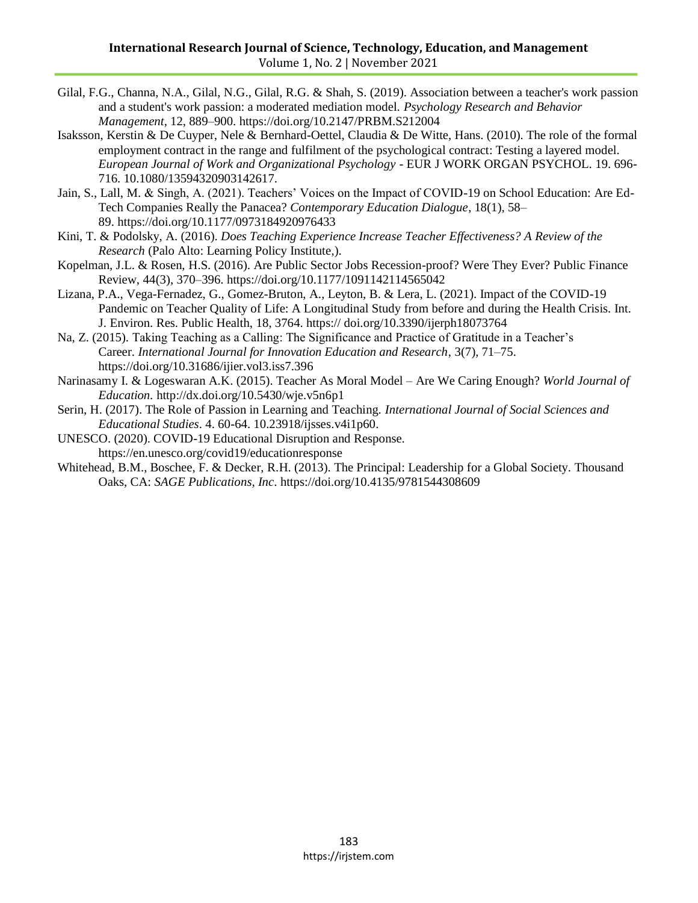Gilal, F.G., Channa, N.A., Gilal, N.G., Gilal, R.G. & Shah, S. (2019). Association between a teacher's work passion and a student's work passion: a moderated mediation model. *Psychology Research and Behavior Management*, 12, 889–900. https://doi.org/10.2147/PRBM.S212004

Isaksson, Kerstin & De Cuyper, Nele & Bernhard-Oettel, Claudia & De Witte, Hans. (2010). The role of the formal employment contract in the range and fulfilment of the psychological contract: Testing a layered model. *European Journal of Work and Organizational Psychology* - EUR J WORK ORGAN PSYCHOL. 19. 696-716. 10.1080/13594320903142617.

Jain, S., Lall, M. & Singh, A. (2021). Teachers' Voices on the Impact of COVID-19 on School Education: Are Ed-Tech Companies Really the Panacea? *Contemporary Education Dialogue*, 18(1), 58–89. https://doi.org/10.1177/0973184920976433

Kini, T. & Podolsky, A. (2016). *Does Teaching Experience Increase Teacher Effectiveness? A Review of the Research* (Palo Alto: Learning Policy Institute,).

Kopelman, J.L. & Rosen, H.S. (2016). Are Public Sector Jobs Recession-proof? Were They Ever? Public Finance Review, 44(3), 370–396. https://doi.org/10.1177/1091142114565042

Lizana, P.A., Vega-Fernadez, G., Gomez-Bruton, A., Leyton, B. & Lera, L. (2021). Impact of the COVID-19 Pandemic on Teacher Quality of Life: A Longitudinal Study from before and during the Health Crisis. Int. J. Environ. Res. Public Health, 18, 3764. https:// doi.org/10.3390/ijerph18073764

Na, Z. (2015). Taking Teaching as a Calling: The Significance and Practice of Gratitude in a Teacher's Career. *International Journal for Innovation Education and Research*, 3(7), 71–75. https://doi.org/10.31686/ijier.vol3.iss7.396

Narinasamy I. & Logeswaran A.K. (2015). Teacher As Moral Model – Are We Caring Enough? *World Journal of Education.* http://dx.doi.org/10.5430/wje.v5n6p1

Serin, H. (2017). The Role of Passion in Learning and Teaching. *International Journal of Social Sciences and Educational Studies*. 4. 60-64. 10.23918/ijsses.v4i1p60.

UNESCO. (2020). COVID-19 Educational Disruption and Response. https://en.unesco.org/covid19/educationresponse

Whitehead, B.M., Boschee, F. & Decker, R.H. (2013). The Principal: Leadership for a Global Society. Thousand Oaks, CA: *SAGE Publications, Inc*. https://doi.org/10.4135/9781544308609